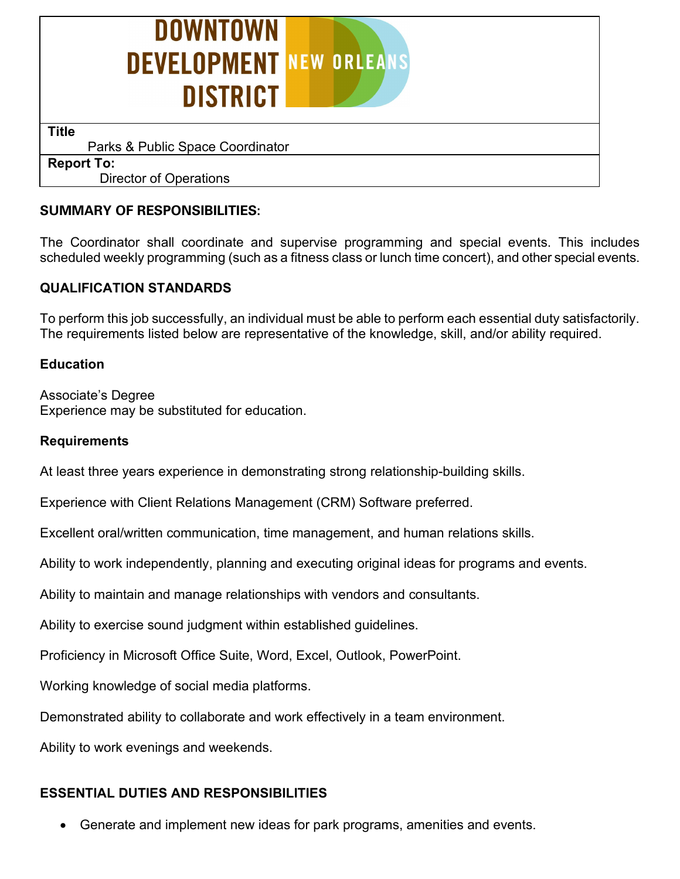# DOWNTOWN DEVELOPMENT DISTRICT NEW ORLEANS

| **Title** |
| --- |
| Parks & Public Space Coordinator |
| **Report To:** |
| Director of Operations |

## SUMMARY OF RESPONSIBILITIES:

The Coordinator shall coordinate and supervise programming and special events. This includes scheduled weekly programming (such as a fitness class or lunch time concert), and other special events.

## QUALIFICATION STANDARDS

To perform this job successfully, an individual must be able to perform each essential duty satisfactorily. The requirements listed below are representative of the knowledge, skill, and/or ability required.

### Education

Associate's Degree
Experience may be substituted for education.

### Requirements

At least three years experience in demonstrating strong relationship-building skills.

Experience with Client Relations Management (CRM) Software preferred.

Excellent oral/written communication, time management, and human relations skills.

Ability to work independently, planning and executing original ideas for programs and events.

Ability to maintain and manage relationships with vendors and consultants.

Ability to exercise sound judgment within established guidelines.

Proficiency in Microsoft Office Suite, Word, Excel, Outlook, PowerPoint.

Working knowledge of social media platforms.

Demonstrated ability to collaborate and work effectively in a team environment.

Ability to work evenings and weekends.

## ESSENTIAL DUTIES AND RESPONSIBILITIES

- Generate and implement new ideas for park programs, amenities and events.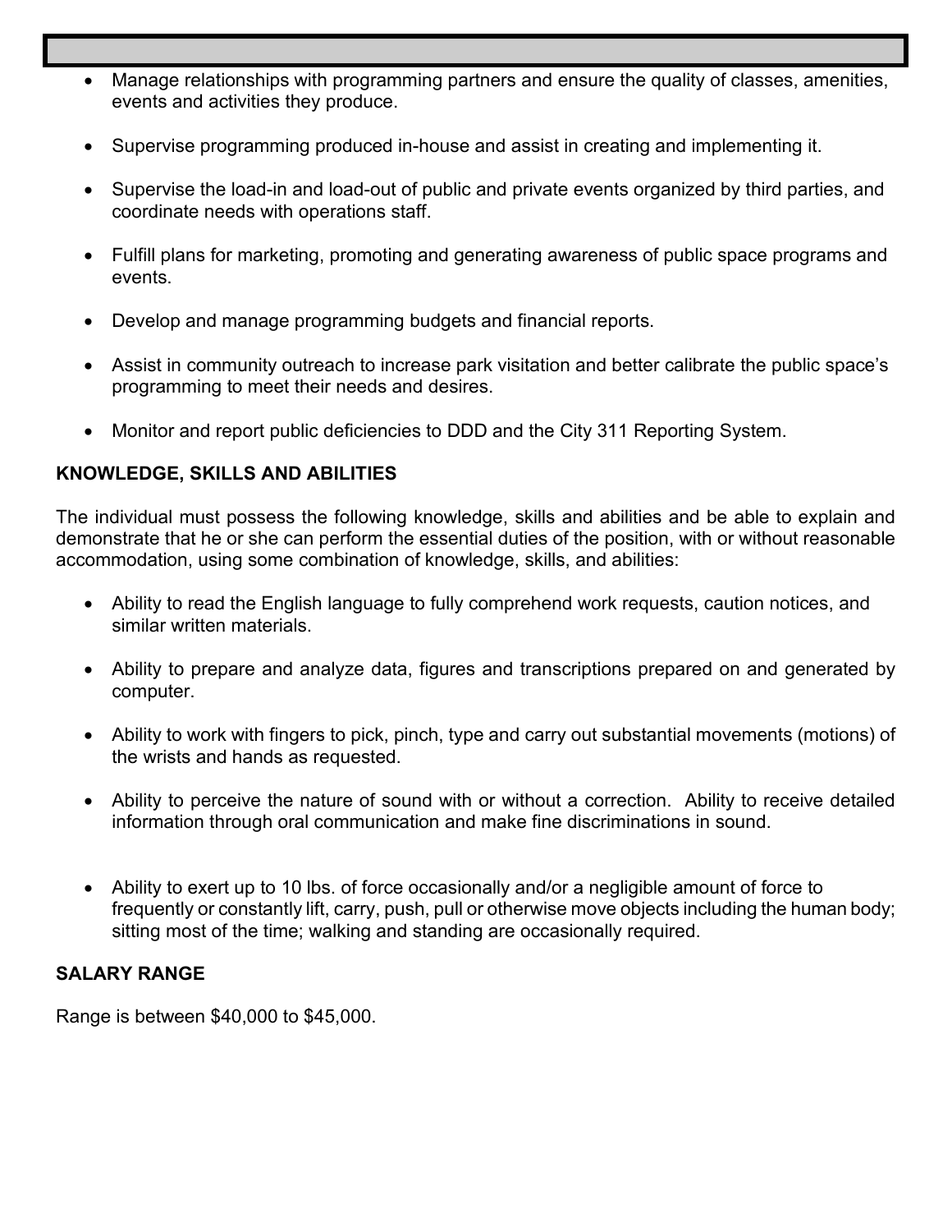- Manage relationships with programming partners and ensure the quality of classes, amenities, events and activities they produce.

- Supervise programming produced in-house and assist in creating and implementing it.

- Supervise the load-in and load-out of public and private events organized by third parties, and coordinate needs with operations staff.

- Fulfill plans for marketing, promoting and generating awareness of public space programs and events.

- Develop and manage programming budgets and financial reports.

- Assist in community outreach to increase park visitation and better calibrate the public space's programming to meet their needs and desires.

- Monitor and report public deficiencies to DDD and the City 311 Reporting System.

**KNOWLEDGE, SKILLS AND ABILITIES**

The individual must possess the following knowledge, skills and abilities and be able to explain and demonstrate that he or she can perform the essential duties of the position, with or without reasonable accommodation, using some combination of knowledge, skills, and abilities:

- Ability to read the English language to fully comprehend work requests, caution notices, and similar written materials.

- Ability to prepare and analyze data, figures and transcriptions prepared on and generated by computer.

- Ability to work with fingers to pick, pinch, type and carry out substantial movements (motions) of the wrists and hands as requested.

- Ability to perceive the nature of sound with or without a correction. Ability to receive detailed information through oral communication and make fine discriminations in sound.

- Ability to exert up to 10 lbs. of force occasionally and/or a negligible amount of force to frequently or constantly lift, carry, push, pull or otherwise move objects including the human body; sitting most of the time; walking and standing are occasionally required.

**SALARY RANGE**

Range is between $40,000 to $45,000.